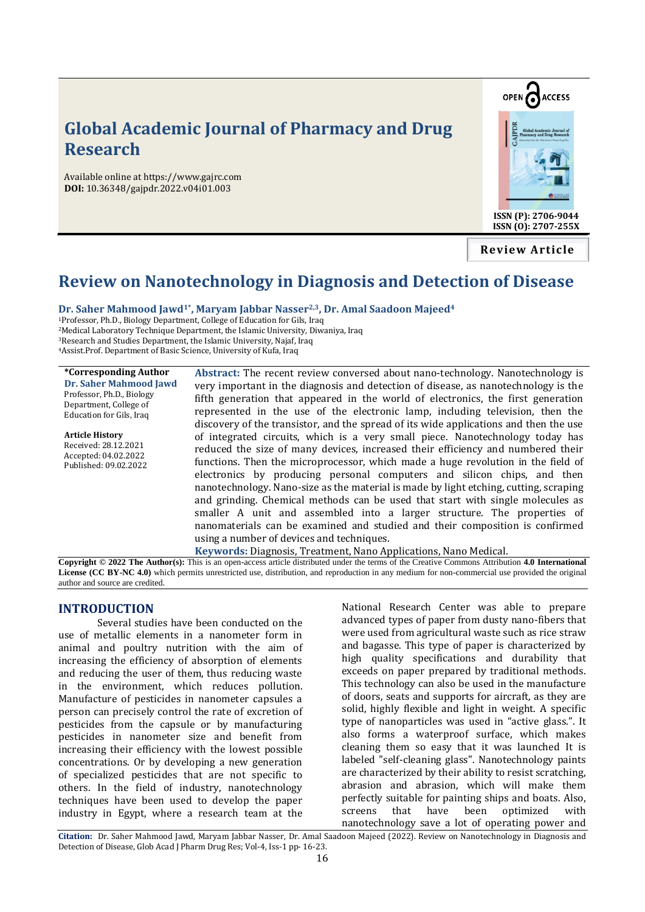# Global Academic Journal of Pharmacy and Drug Research

Available online at https://www.gajrc.com
**DOI:** 10.36348/gajpdr.2022.v04i01.003

**ISSN (P): 2706-9044**
**ISSN (O): 2707-255X**

**Review Article**

# Review on Nanotechnology in Diagnosis and Detection of Disease

**Dr. Saher Mahmood Jawd[1*], Maryam Jabbar Nasser[2,3], Dr. Amal Saadoon Majeed[4]**

[1]Professor, Ph.D., Biology Department, College of Education for Gils, Iraq
[2]Medical Laboratory Technique Department, the Islamic University, Diwaniya, Iraq
[3]Research and Studies Department, the Islamic University, Najaf, Iraq
[4]Assist.Prof. Department of Basic Science, University of Kufa, Iraq

**\*Corresponding Author**
**Dr. Saher Mahmood Jawd**
Professor, Ph.D., Biology Department, College of Education for Gils, Iraq

**Article History**
Received: 28.12.2021
Accepted: 04.02.2022
Published: 09.02.2022

**Abstract:** The recent review conversed about nano-technology. Nanotechnology is very important in the diagnosis and detection of disease, as nanotechnology is the fifth generation that appeared in the world of electronics, the first generation represented in the use of the electronic lamp, including television, then the discovery of the transistor, and the spread of its wide applications and then the use of integrated circuits, which is a very small piece. Nanotechnology today has reduced the size of many devices, increased their efficiency and numbered their functions. Then the microprocessor, which made a huge revolution in the field of electronics by producing personal computers and silicon chips, and then nanotechnology. Nano-size as the material is made by light etching, cutting, scraping and grinding. Chemical methods can be used that start with single molecules as smaller A unit and assembled into a larger structure. The properties of nanomaterials can be examined and studied and their composition is confirmed using a number of devices and techniques.

**Keywords:** Diagnosis, Treatment, Nano Applications, Nano Medical.

**Copyright © 2022 The Author(s):** This is an open-access article distributed under the terms of the Creative Commons Attribution **4.0 International License (CC BY-NC 4.0)** which permits unrestricted use, distribution, and reproduction in any medium for non-commercial use provided the original author and source are credited.

## INTRODUCTION

Several studies have been conducted on the use of metallic elements in a nanometer form in animal and poultry nutrition with the aim of increasing the efficiency of absorption of elements and reducing the user of them, thus reducing waste in the environment, which reduces pollution. Manufacture of pesticides in nanometer capsules a person can precisely control the rate of excretion of pesticides from the capsule or by manufacturing pesticides in nanometer size and benefit from increasing their efficiency with the lowest possible concentrations. Or by developing a new generation of specialized pesticides that are not specific to others. In the field of industry, nanotechnology techniques have been used to develop the paper industry in Egypt, where a research team at the National Research Center was able to prepare advanced types of paper from dusty nano-fibers that were used from agricultural waste such as rice straw and bagasse. This type of paper is characterized by high quality specifications and durability that exceeds on paper prepared by traditional methods. This technology can also be used in the manufacture of doors, seats and supports for aircraft, as they are solid, highly flexible and light in weight. A specific type of nanoparticles was used in "active glass.". It also forms a waterproof surface, which makes cleaning them so easy that it was launched It is labeled "self-cleaning glass". Nanotechnology paints are characterized by their ability to resist scratching, abrasion and abrasion, which will make them perfectly suitable for painting ships and boats. Also, screens that have been optimized with nanotechnology save a lot of operating power and

**Citation:** Dr. Saher Mahmood Jawd, Maryam Jabbar Nasser, Dr. Amal Saadoon Majeed (2022). Review on Nanotechnology in Diagnosis and Detection of Disease, Glob Acad J Pharm Drug Res; Vol-4, Iss-1 pp- 16-23.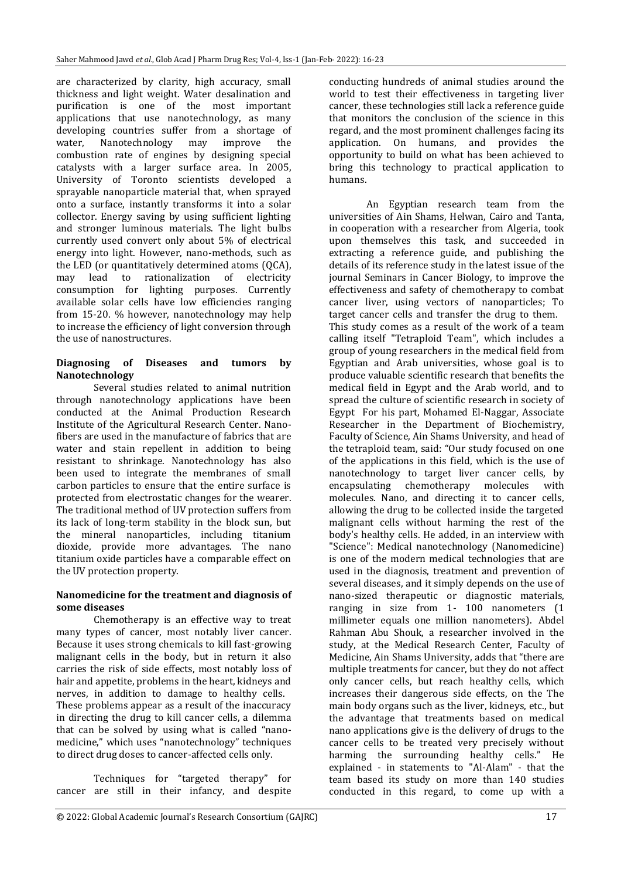are characterized by clarity, high accuracy, small thickness and light weight. Water desalination and purification is one of the most important applications that use nanotechnology, as many developing countries suffer from a shortage of water, Nanotechnology may improve the combustion rate of engines by designing special catalysts with a larger surface area. In 2005, University of Toronto scientists developed a sprayable nanoparticle material that, when sprayed onto a surface, instantly transforms it into a solar collector. Energy saving by using sufficient lighting and stronger luminous materials. The light bulbs currently used convert only about 5% of electrical energy into light. However, nano-methods, such as the LED (or quantitatively determined atoms (QCA), may lead to rationalization of electricity consumption for lighting purposes. Currently available solar cells have low efficiencies ranging from 15-20. % however, nanotechnology may help to increase the efficiency of light conversion through the use of nanostructures.

**Diagnosing of Diseases and tumors by Nanotechnology**

Several studies related to animal nutrition through nanotechnology applications have been conducted at the Animal Production Research Institute of the Agricultural Research Center. Nano-fibers are used in the manufacture of fabrics that are water and stain repellent in addition to being resistant to shrinkage. Nanotechnology has also been used to integrate the membranes of small carbon particles to ensure that the entire surface is protected from electrostatic changes for the wearer. The traditional method of UV protection suffers from its lack of long-term stability in the block sun, but the mineral nanoparticles, including titanium dioxide, provide more advantages. The nano titanium oxide particles have a comparable effect on the UV protection property.

**Nanomedicine for the treatment and diagnosis of some diseases**

Chemotherapy is an effective way to treat many types of cancer, most notably liver cancer. Because it uses strong chemicals to kill fast-growing malignant cells in the body, but in return it also carries the risk of side effects, most notably loss of hair and appetite, problems in the heart, kidneys and nerves, in addition to damage to healthy cells. These problems appear as a result of the inaccuracy in directing the drug to kill cancer cells, a dilemma that can be solved by using what is called "nano-medicine," which uses "nanotechnology" techniques to direct drug doses to cancer-affected cells only.

Techniques for "targeted therapy" for cancer are still in their infancy, and despite conducting hundreds of animal studies around the world to test their effectiveness in targeting liver cancer, these technologies still lack a reference guide that monitors the conclusion of the science in this regard, and the most prominent challenges facing its application. On humans, and provides the opportunity to build on what has been achieved to bring this technology to practical application to humans.

An Egyptian research team from the universities of Ain Shams, Helwan, Cairo and Tanta, in cooperation with a researcher from Algeria, took upon themselves this task, and succeeded in extracting a reference guide, and publishing the details of its reference study in the latest issue of the journal Seminars in Cancer Biology, to improve the effectiveness and safety of chemotherapy to combat cancer liver, using vectors of nanoparticles; To target cancer cells and transfer the drug to them.
This study comes as a result of the work of a team calling itself "Tetraploid Team", which includes a group of young researchers in the medical field from Egyptian and Arab universities, whose goal is to produce valuable scientific research that benefits the medical field in Egypt and the Arab world, and to spread the culture of scientific research in society of Egypt For his part, Mohamed El-Naggar, Associate Researcher in the Department of Biochemistry, Faculty of Science, Ain Shams University, and head of the tetraploid team, said: "Our study focused on one of the applications in this field, which is the use of nanotechnology to target liver cancer cells, by encapsulating chemotherapy molecules with molecules. Nano, and directing it to cancer cells, allowing the drug to be collected inside the targeted malignant cells without harming the rest of the body's healthy cells. He added, in an interview with "Science": Medical nanotechnology (Nanomedicine) is one of the modern medical technologies that are used in the diagnosis, treatment and prevention of several diseases, and it simply depends on the use of nano-sized therapeutic or diagnostic materials, ranging in size from 1- 100 nanometers (1 millimeter equals one million nanometers). Abdel Rahman Abu Shouk, a researcher involved in the study, at the Medical Research Center, Faculty of Medicine, Ain Shams University, adds that "there are multiple treatments for cancer, but they do not affect only cancer cells, but reach healthy cells, which increases their dangerous side effects, on the The main body organs such as the liver, kidneys, etc., but the advantage that treatments based on medical nano applications give is the delivery of drugs to the cancer cells to be treated very precisely without harming the surrounding healthy cells." He explained - in statements to "Al-Alam" - that the team based its study on more than 140 studies conducted in this regard, to come up with a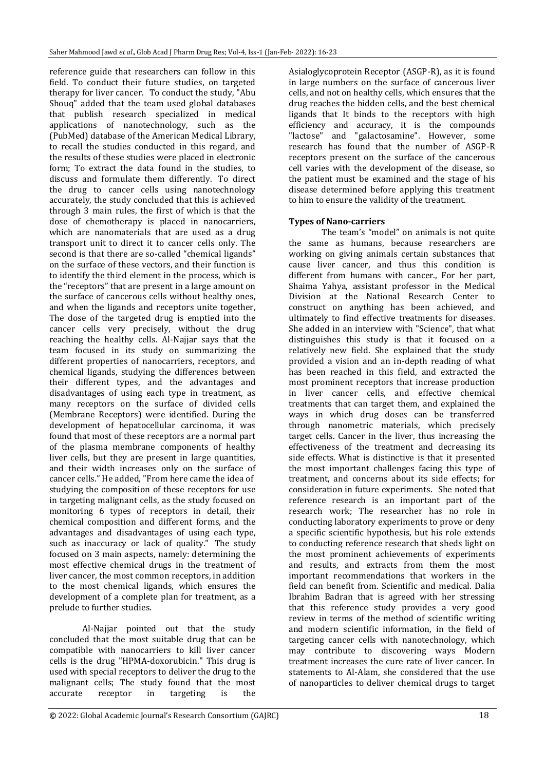reference guide that researchers can follow in this field. To conduct their future studies, on targeted therapy for liver cancer. To conduct the study, "Abu Shouq" added that the team used global databases that publish research specialized in medical applications of nanotechnology, such as the (PubMed) database of the American Medical Library, to recall the studies conducted in this regard, and the results of these studies were placed in electronic form; To extract the data found in the studies, to discuss and formulate them differently. To direct the drug to cancer cells using nanotechnology accurately, the study concluded that this is achieved through 3 main rules, the first of which is that the dose of chemotherapy is placed in nanocarriers, which are nanomaterials that are used as a drug transport unit to direct it to cancer cells only. The second is that there are so-called "chemical ligands" on the surface of these vectors, and their function is to identify the third element in the process, which is the "receptors" that are present in a large amount on the surface of cancerous cells without healthy ones, and when the ligands and receptors unite together, The dose of the targeted drug is emptied into the cancer cells very precisely, without the drug reaching the healthy cells. Al-Najjar says that the team focused in its study on summarizing the different properties of nanocarriers, receptors, and chemical ligands, studying the differences between their different types, and the advantages and disadvantages of using each type in treatment, as many receptors on the surface of divided cells (Membrane Receptors) were identified. During the development of hepatocellular carcinoma, it was found that most of these receptors are a normal part of the plasma membrane components of healthy liver cells, but they are present in large quantities, and their width increases only on the surface of cancer cells." He added, "From here came the idea of studying the composition of these receptors for use in targeting malignant cells, as the study focused on monitoring 6 types of receptors in detail, their chemical composition and different forms, and the advantages and disadvantages of using each type, such as inaccuracy or lack of quality." The study focused on 3 main aspects, namely: determining the most effective chemical drugs in the treatment of liver cancer, the most common receptors, in addition to the most chemical ligands, which ensures the development of a complete plan for treatment, as a prelude to further studies.

Al-Najjar pointed out that the study concluded that the most suitable drug that can be compatible with nanocarriers to kill liver cancer cells is the drug "HPMA-doxorubicin." This drug is used with special receptors to deliver the drug to the malignant cells; The study found that the most accurate receptor in targeting is the Asialoglycoprotein Receptor (ASGP-R), as it is found in large numbers on the surface of cancerous liver cells, and not on healthy cells, which ensures that the drug reaches the hidden cells, and the best chemical ligands that It binds to the receptors with high efficiency and accuracy, it is the compounds "lactose" and "galactosamine". However, some research has found that the number of ASGP-R receptors present on the surface of the cancerous cell varies with the development of the disease, so the patient must be examined and the stage of his disease determined before applying this treatment to him to ensure the validity of the treatment.

### Types of Nano-carriers

The team's "model" on animals is not quite the same as humans, because researchers are working on giving animals certain substances that cause liver cancer, and thus this condition is different from humans with cancer., For her part, Shaima Yahya, assistant professor in the Medical Division at the National Research Center to construct on anything has been achieved, and ultimately to find effective treatments for diseases. She added in an interview with "Science", that what distinguishes this study is that it focused on a relatively new field. She explained that the study provided a vision and an in-depth reading of what has been reached in this field, and extracted the most prominent receptors that increase production in liver cancer cells, and effective chemical treatments that can target them, and explained the ways in which drug doses can be transferred through nanometric materials, which precisely target cells. Cancer in the liver, thus increasing the effectiveness of the treatment and decreasing its side effects. What is distinctive is that it presented the most important challenges facing this type of treatment, and concerns about its side effects; for consideration in future experiments. She noted that reference research is an important part of the research work; The researcher has no role in conducting laboratory experiments to prove or deny a specific scientific hypothesis, but his role extends to conducting reference research that sheds light on the most prominent achievements of experiments and results, and extracts from them the most important recommendations that workers in the field can benefit from. Scientific and medical. Dalia Ibrahim Badran that is agreed with her stressing that this reference study provides a very good review in terms of the method of scientific writing and modern scientific information, in the field of targeting cancer cells with nanotechnology, which may contribute to discovering ways Modern treatment increases the cure rate of liver cancer. In statements to Al-Alam, she considered that the use of nanoparticles to deliver chemical drugs to target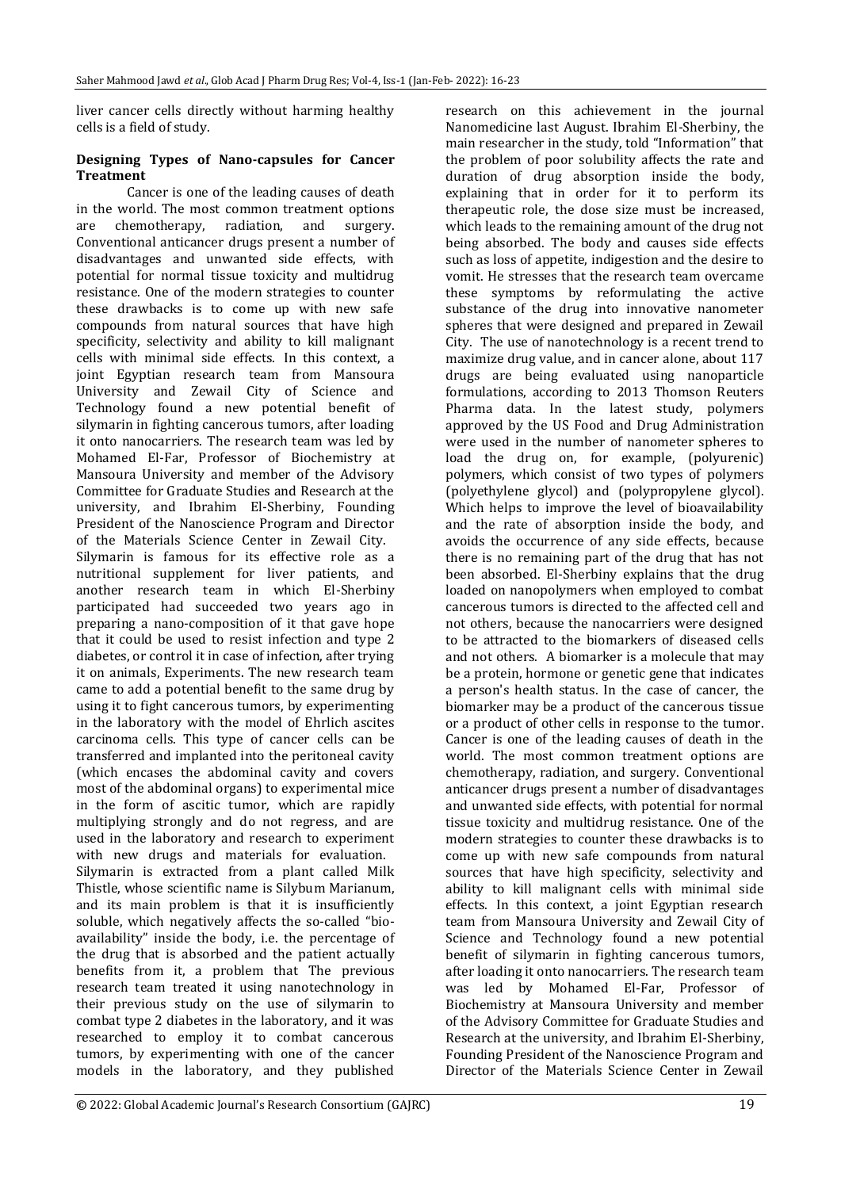liver cancer cells directly without harming healthy cells is a field of study.

**Designing Types of Nano-capsules for Cancer Treatment**

Cancer is one of the leading causes of death in the world. The most common treatment options are chemotherapy, radiation, and surgery. Conventional anticancer drugs present a number of disadvantages and unwanted side effects, with potential for normal tissue toxicity and multidrug resistance. One of the modern strategies to counter these drawbacks is to come up with new safe compounds from natural sources that have high specificity, selectivity and ability to kill malignant cells with minimal side effects. In this context, a joint Egyptian research team from Mansoura University and Zewail City of Science and Technology found a new potential benefit of silymarin in fighting cancerous tumors, after loading it onto nanocarriers. The research team was led by Mohamed El-Far, Professor of Biochemistry at Mansoura University and member of the Advisory Committee for Graduate Studies and Research at the university, and Ibrahim El-Sherbiny, Founding President of the Nanoscience Program and Director of the Materials Science Center in Zewail City. Silymarin is famous for its effective role as a nutritional supplement for liver patients, and another research team in which El-Sherbiny participated had succeeded two years ago in preparing a nano-composition of it that gave hope that it could be used to resist infection and type 2 diabetes, or control it in case of infection, after trying it on animals, Experiments. The new research team came to add a potential benefit to the same drug by using it to fight cancerous tumors, by experimenting in the laboratory with the model of Ehrlich ascites carcinoma cells. This type of cancer cells can be transferred and implanted into the peritoneal cavity (which encases the abdominal cavity and covers most of the abdominal organs) to experimental mice in the form of ascitic tumor, which are rapidly multiplying strongly and do not regress, and are used in the laboratory and research to experiment with new drugs and materials for evaluation. Silymarin is extracted from a plant called Milk Thistle, whose scientific name is Silybum Marianum, and its main problem is that it is insufficiently soluble, which negatively affects the so-called "bio-availability" inside the body, i.e. the percentage of the drug that is absorbed and the patient actually benefits from it, a problem that The previous research team treated it using nanotechnology in their previous study on the use of silymarin to combat type 2 diabetes in the laboratory, and it was researched to employ it to combat cancerous tumors, by experimenting with one of the cancer models in the laboratory, and they published research on this achievement in the journal Nanomedicine last August. Ibrahim El-Sherbiny, the main researcher in the study, told "Information" that the problem of poor solubility affects the rate and duration of drug absorption inside the body, explaining that in order for it to perform its therapeutic role, the dose size must be increased, which leads to the remaining amount of the drug not being absorbed. The body and causes side effects such as loss of appetite, indigestion and the desire to vomit. He stresses that the research team overcame these symptoms by reformulating the active substance of the drug into innovative nanometer spheres that were designed and prepared in Zewail City. The use of nanotechnology is a recent trend to maximize drug value, and in cancer alone, about 117 drugs are being evaluated using nanoparticle formulations, according to 2013 Thomson Reuters Pharma data. In the latest study, polymers approved by the US Food and Drug Administration were used in the number of nanometer spheres to load the drug on, for example, (polyurenic) polymers, which consist of two types of polymers (polyethylene glycol) and (polypropylene glycol). Which helps to improve the level of bioavailability and the rate of absorption inside the body, and avoids the occurrence of any side effects, because there is no remaining part of the drug that has not been absorbed. El-Sherbiny explains that the drug loaded on nanopolymers when employed to combat cancerous tumors is directed to the affected cell and not others, because the nanocarriers were designed to be attracted to the biomarkers of diseased cells and not others. A biomarker is a molecule that may be a protein, hormone or genetic gene that indicates a person's health status. In the case of cancer, the biomarker may be a product of the cancerous tissue or a product of other cells in response to the tumor. Cancer is one of the leading causes of death in the world. The most common treatment options are chemotherapy, radiation, and surgery. Conventional anticancer drugs present a number of disadvantages and unwanted side effects, with potential for normal tissue toxicity and multidrug resistance. One of the modern strategies to counter these drawbacks is to come up with new safe compounds from natural sources that have high specificity, selectivity and ability to kill malignant cells with minimal side effects. In this context, a joint Egyptian research team from Mansoura University and Zewail City of Science and Technology found a new potential benefit of silymarin in fighting cancerous tumors, after loading it onto nanocarriers. The research team was led by Mohamed El-Far, Professor of Biochemistry at Mansoura University and member of the Advisory Committee for Graduate Studies and Research at the university, and Ibrahim El-Sherbiny, Founding President of the Nanoscience Program and Director of the Materials Science Center in Zewail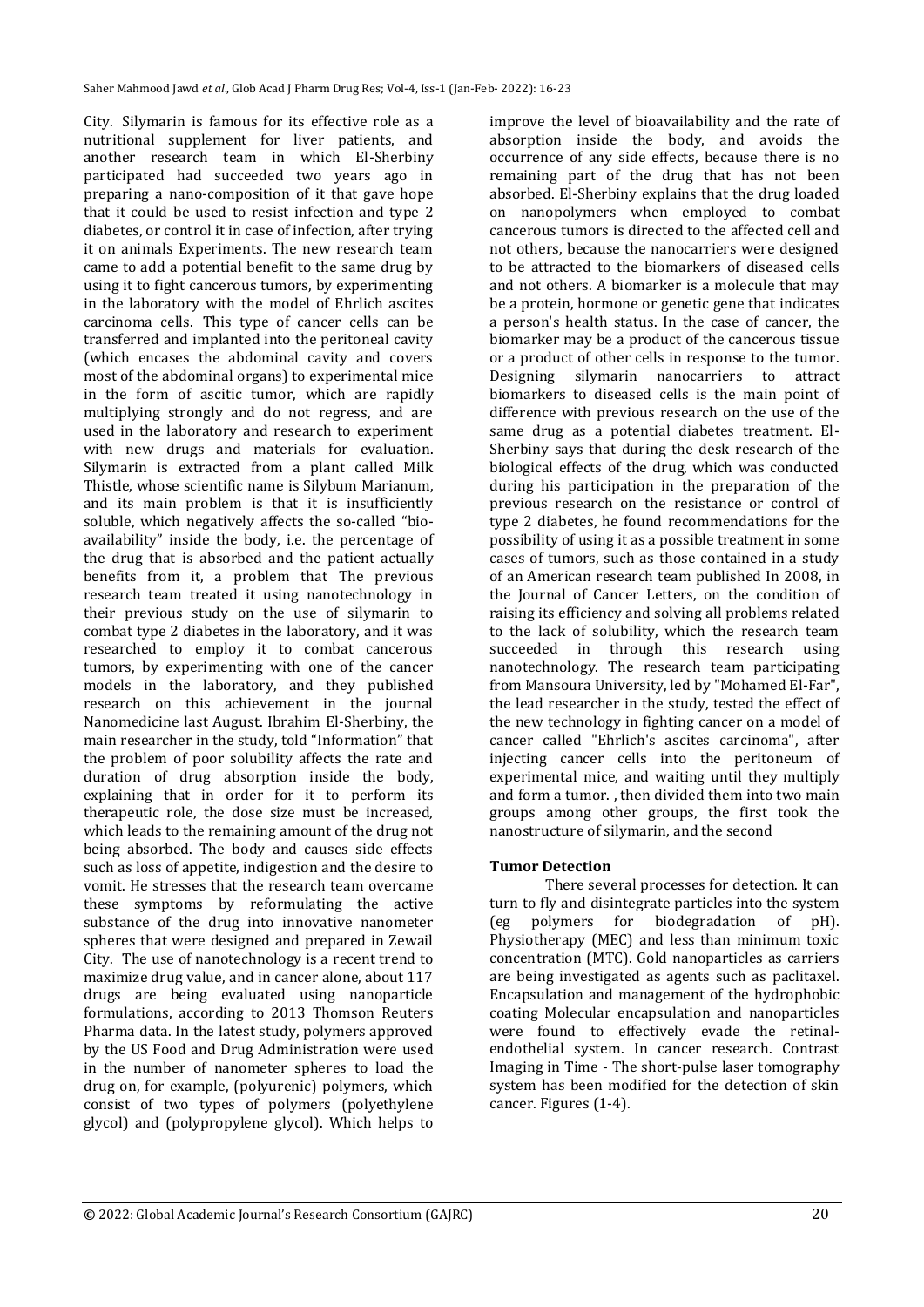City. Silymarin is famous for its effective role as a nutritional supplement for liver patients, and another research team in which El-Sherbiny participated had succeeded two years ago in preparing a nano-composition of it that gave hope that it could be used to resist infection and type 2 diabetes, or control it in case of infection, after trying it on animals Experiments. The new research team came to add a potential benefit to the same drug by using it to fight cancerous tumors, by experimenting in the laboratory with the model of Ehrlich ascites carcinoma cells. This type of cancer cells can be transferred and implanted into the peritoneal cavity (which encases the abdominal cavity and covers most of the abdominal organs) to experimental mice in the form of ascitic tumor, which are rapidly multiplying strongly and do not regress, and are used in the laboratory and research to experiment with new drugs and materials for evaluation. Silymarin is extracted from a plant called Milk Thistle, whose scientific name is Silybum Marianum, and its main problem is that it is insufficiently soluble, which negatively affects the so-called "bio-availability" inside the body, i.e. the percentage of the drug that is absorbed and the patient actually benefits from it, a problem that The previous research team treated it using nanotechnology in their previous study on the use of silymarin to combat type 2 diabetes in the laboratory, and it was researched to employ it to combat cancerous tumors, by experimenting with one of the cancer models in the laboratory, and they published research on this achievement in the journal Nanomedicine last August. Ibrahim El-Sherbiny, the main researcher in the study, told "Information" that the problem of poor solubility affects the rate and duration of drug absorption inside the body, explaining that in order for it to perform its therapeutic role, the dose size must be increased, which leads to the remaining amount of the drug not being absorbed. The body and causes side effects such as loss of appetite, indigestion and the desire to vomit. He stresses that the research team overcame these symptoms by reformulating the active substance of the drug into innovative nanometer spheres that were designed and prepared in Zewail City. The use of nanotechnology is a recent trend to maximize drug value, and in cancer alone, about 117 drugs are being evaluated using nanoparticle formulations, according to 2013 Thomson Reuters Pharma data. In the latest study, polymers approved by the US Food and Drug Administration were used in the number of nanometer spheres to load the drug on, for example, (polyurenic) polymers, which consist of two types of polymers (polyethylene glycol) and (polypropylene glycol). Which helps to improve the level of bioavailability and the rate of absorption inside the body, and avoids the occurrence of any side effects, because there is no remaining part of the drug that has not been absorbed. El-Sherbiny explains that the drug loaded on nanopolymers when employed to combat cancerous tumors is directed to the affected cell and not others, because the nanocarriers were designed to be attracted to the biomarkers of diseased cells and not others. A biomarker is a molecule that may be a protein, hormone or genetic gene that indicates a person's health status. In the case of cancer, the biomarker may be a product of the cancerous tissue or a product of other cells in response to the tumor. Designing silymarin nanocarriers to attract biomarkers to diseased cells is the main point of difference with previous research on the use of the same drug as a potential diabetes treatment. El-Sherbiny says that during the desk research of the biological effects of the drug, which was conducted during his participation in the preparation of the previous research on the resistance or control of type 2 diabetes, he found recommendations for the possibility of using it as a possible treatment in some cases of tumors, such as those contained in a study of an American research team published In 2008, in the Journal of Cancer Letters, on the condition of raising its efficiency and solving all problems related to the lack of solubility, which the research team succeeded in through this research using nanotechnology. The research team participating from Mansoura University, led by "Mohamed El-Far", the lead researcher in the study, tested the effect of the new technology in fighting cancer on a model of cancer called "Ehrlich's ascites carcinoma", after injecting cancer cells into the peritoneum of experimental mice, and waiting until they multiply and form a tumor. , then divided them into two main groups among other groups, the first took the nanostructure of silymarin, and the second

### Tumor Detection

There several processes for detection. It can turn to fly and disintegrate particles into the system (eg polymers for biodegradation of pH). Physiotherapy (MEC) and less than minimum toxic concentration (MTC). Gold nanoparticles as carriers are being investigated as agents such as paclitaxel. Encapsulation and management of the hydrophobic coating Molecular encapsulation and nanoparticles were found to effectively evade the retinal-endothelial system. In cancer research. Contrast Imaging in Time - The short-pulse laser tomography system has been modified for the detection of skin cancer. Figures (1-4).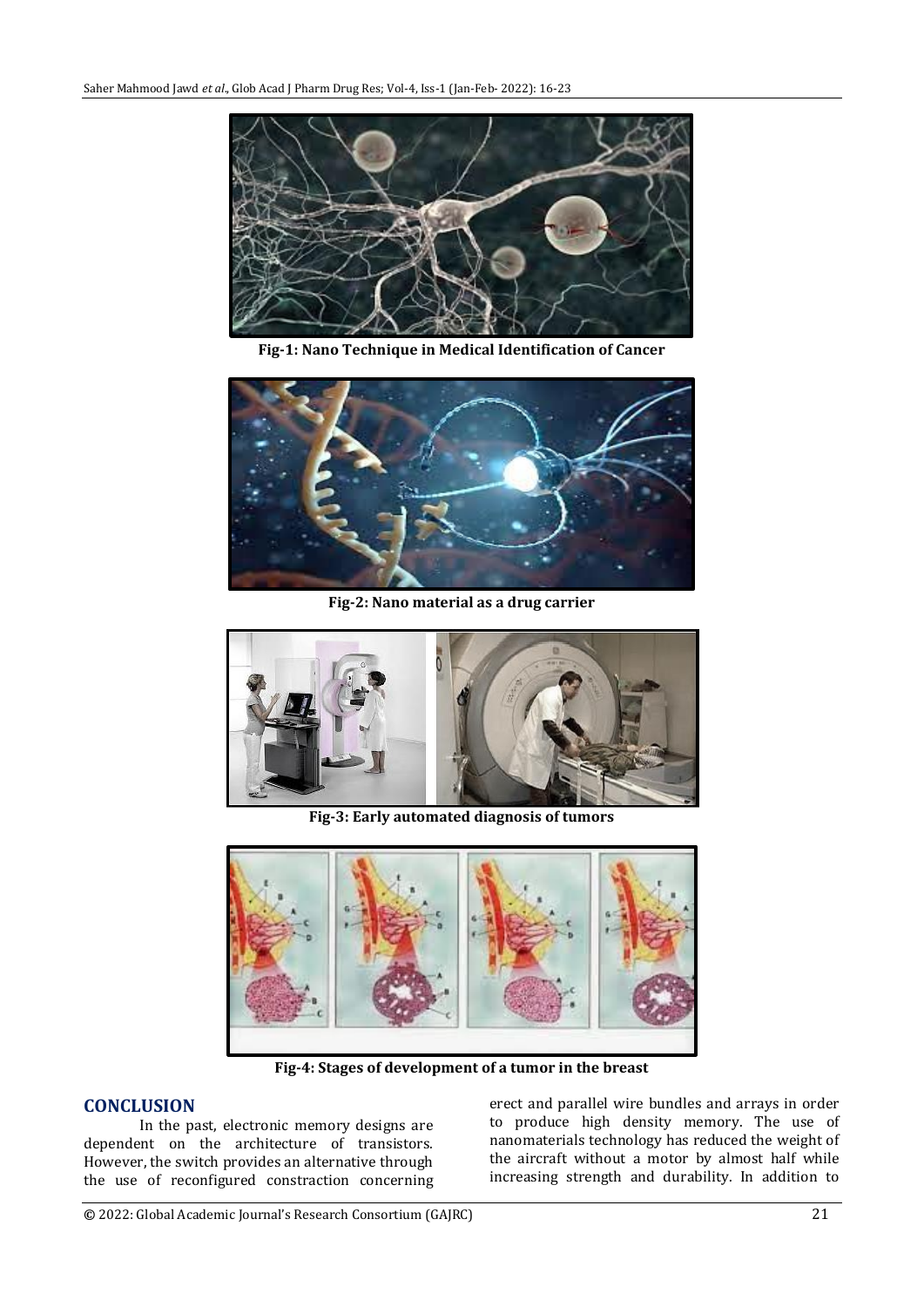Fig-1: Nano Technique in Medical Identification of Cancer

Fig-2: Nano material as a drug carrier

Fig-3: Early automated diagnosis of tumors

Fig-4: Stages of development of a tumor in the breast

## CONCLUSION

In the past, electronic memory designs are dependent on the architecture of transistors. However, the switch provides an alternative through the use of reconfigured constraction concerning erect and parallel wire bundles and arrays in order to produce high density memory. The use of nanomaterials technology has reduced the weight of the aircraft without a motor by almost half while increasing strength and durability. In addition to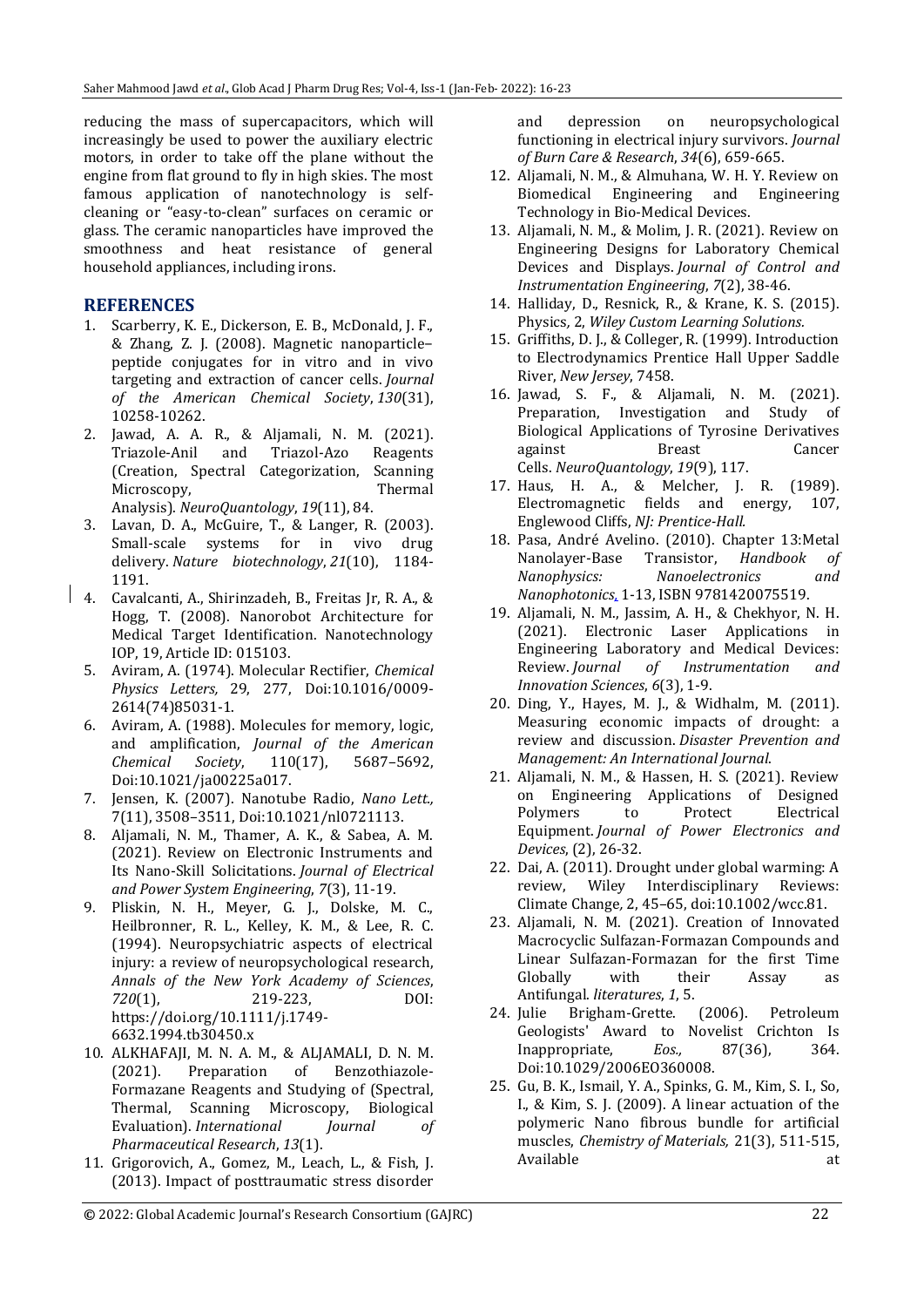reducing the mass of supercapacitors, which will increasingly be used to power the auxiliary electric motors, in order to take off the plane without the engine from flat ground to fly in high skies. The most famous application of nanotechnology is self-cleaning or "easy-to-clean" surfaces on ceramic or glass. The ceramic nanoparticles have improved the smoothness and heat resistance of general household appliances, including irons.

## REFERENCES

1. Scarberry, K. E., Dickerson, E. B., McDonald, J. F., & Zhang, Z. J. (2008). Magnetic nanoparticle–peptide conjugates for in vitro and in vivo targeting and extraction of cancer cells. *Journal of the American Chemical Society*, *130*(31), 10258-10262.
2. Jawad, A. A. R., & Aljamali, N. M. (2021). Triazole-Anil and Triazol-Azo Reagents (Creation, Spectral Categorization, Scanning Microscopy, Thermal Analysis). *NeuroQuantology*, *19*(11), 84.
3. Lavan, D. A., McGuire, T., & Langer, R. (2003). Small-scale systems for in vivo drug delivery. *Nature biotechnology*, *21*(10), 1184-1191.
4. Cavalcanti, A., Shirinzadeh, B., Freitas Jr, R. A., & Hogg, T. (2008). Nanorobot Architecture for Medical Target Identification. Nanotechnology IOP, 19, Article ID: 015103.
5. Aviram, A. (1974). Molecular Rectifier, *Chemical Physics Letters,* 29, 277, Doi:10.1016/0009-2614(74)85031-1.
6. Aviram, A. (1988). Molecules for memory, logic, and amplification, *Journal of the American Chemical Society*, 110(17), 5687–5692, Doi:10.1021/ja00225a017.
7. Jensen, K. (2007). Nanotube Radio, *Nano Lett.,* 7(11), 3508–3511, Doi:10.1021/nl0721113.
8. Aljamali, N. M., Thamer, A. K., & Sabea, A. M. (2021). Review on Electronic Instruments and Its Nano-Skill Solicitations. *Journal of Electrical and Power System Engineering*, *7*(3), 11-19.
9. Pliskin, N. H., Meyer, G. J., Dolske, M. C., Heilbronner, R. L., Kelley, K. M., & Lee, R. C. (1994). Neuropsychiatric aspects of electrical injury: a review of neuropsychological research, *Annals of the New York Academy of Sciences*, *720*(1), 219-223, DOI: https://doi.org/10.1111/j.1749-6632.1994.tb30450.x
10. ALKHAFAJI, M. N. A. M., & ALJAMALI, D. N. M. (2021). Preparation of Benzothiazole-Formazane Reagents and Studying of (Spectral, Thermal, Scanning Microscopy, Biological Evaluation). *International Journal of Pharmaceutical Research*, *13*(1).
11. Grigorovich, A., Gomez, M., Leach, L., & Fish, J. (2013). Impact of posttraumatic stress disorder and depression on neuropsychological functioning in electrical injury survivors. *Journal of Burn Care & Research*, *34*(6), 659-665.
12. Aljamali, N. M., & Almuhana, W. H. Y. Review on Biomedical Engineering and Engineering Technology in Bio-Medical Devices.
13. Aljamali, N. M., & Molim, J. R. (2021). Review on Engineering Designs for Laboratory Chemical Devices and Displays. *Journal of Control and Instrumentation Engineering*, *7*(2), 38-46.
14. Halliday, D., Resnick, R., & Krane, K. S. (2015). Physics, 2, *Wiley Custom Learning Solutions*.
15. Griffiths, D. J., & Colleger, R. (1999). Introduction to Electrodynamics Prentice Hall Upper Saddle River, *New Jersey*, 7458.
16. Jawad, S. F., & Aljamali, N. M. (2021). Preparation, Investigation and Study of Biological Applications of Tyrosine Derivatives against Breast Cancer Cells. *NeuroQuantology*, *19*(9), 117.
17. Haus, H. A., & Melcher, J. R. (1989). Electromagnetic fields and energy, 107, Englewood Cliffs, *NJ: Prentice-Hall*.
18. Pasa, André Avelino. (2010). Chapter 13:Metal Nanolayer-Base Transistor, *Handbook of Nanophysics: Nanoelectronics and Nanophotonics*, 1-13, ISBN 9781420075519.
19. Aljamali, N. M., Jassim, A. H., & Chekhyor, N. H. (2021). Electronic Laser Applications in Engineering Laboratory and Medical Devices: Review. *Journal of Instrumentation and Innovation Sciences*, *6*(3), 1-9.
20. Ding, Y., Hayes, M. J., & Widhalm, M. (2011). Measuring economic impacts of drought: a review and discussion. *Disaster Prevention and Management: An International Journal*.
21. Aljamali, N. M., & Hassen, H. S. (2021). Review on Engineering Applications of Designed Polymers to Protect Electrical Equipment. *Journal of Power Electronics and Devices*, (2), 26-32.
22. Dai, A. (2011). Drought under global warming: A review, Wiley Interdisciplinary Reviews: Climate Change, 2, 45–65, doi:10.1002/wcc.81.
23. Aljamali, N. M. (2021). Creation of Innovated Macrocyclic Sulfazan-Formazan Compounds and Linear Sulfazan-Formazan for the first Time Globally with their Assay as Antifungal. *literatures*, *1*, 5.
24. Julie Brigham-Grette. (2006). Petroleum Geologists' Award to Novelist Crichton Is Inappropriate, *Eos.,* 87(36), 364. Doi:10.1029/2006EO360008.
25. Gu, B. K., Ismail, Y. A., Spinks, G. M., Kim, S. I., So, I., & Kim, S. J. (2009). A linear actuation of the polymeric Nano fibrous bundle for artificial muscles, *Chemistry of Materials,* 21(3), 511-515, Available at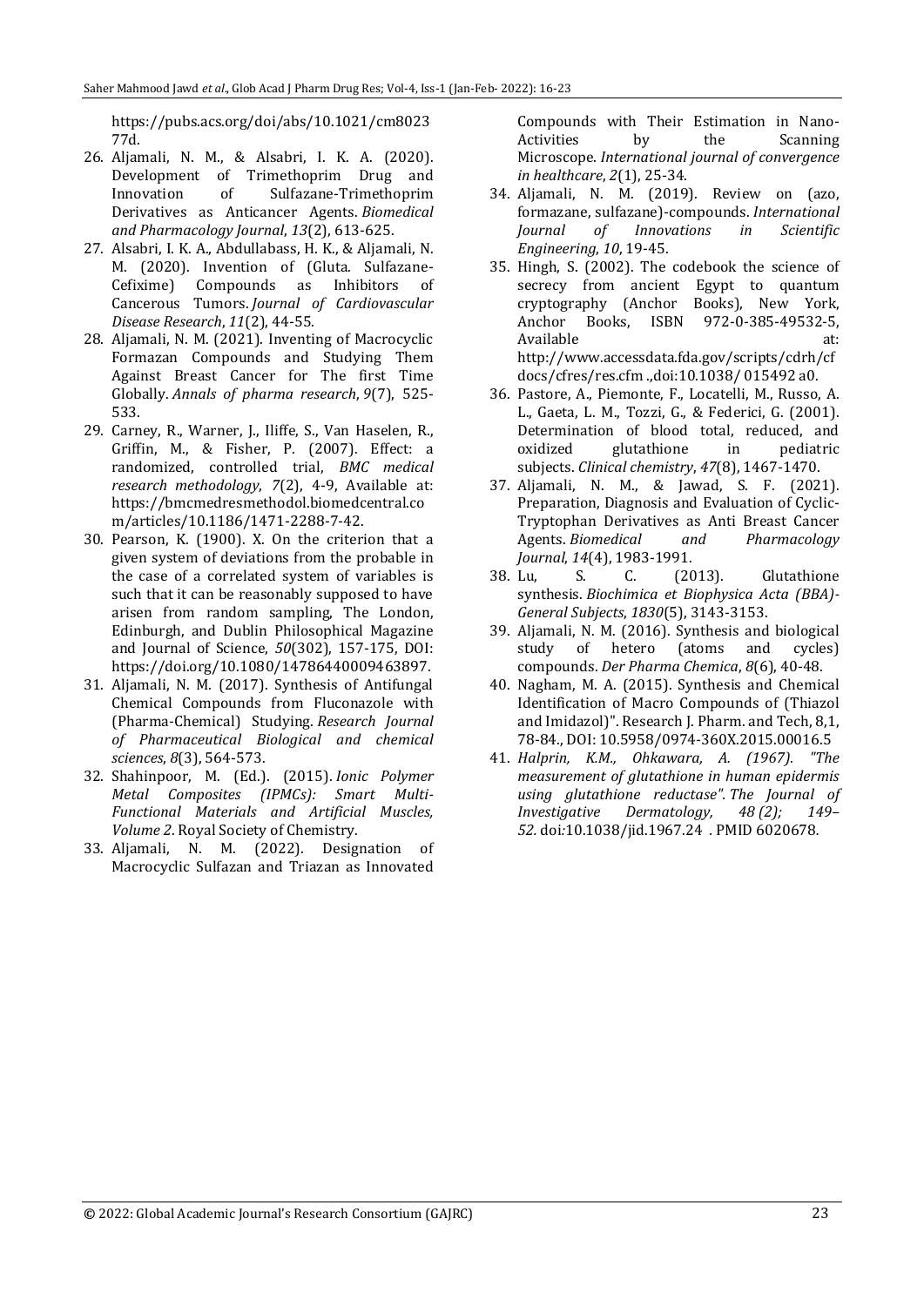https://pubs.acs.org/doi/abs/10.1021/cm802377d.

26. Aljamali, N. M., & Alsabri, I. K. A. (2020). Development of Trimethoprim Drug and Innovation of Sulfazane-Trimethoprim Derivatives as Anticancer Agents. *Biomedical and Pharmacology Journal*, *13*(2), 613-625.
27. Alsabri, I. K. A., Abdullabass, H. K., & Aljamali, N. M. (2020). Invention of (Gluta. Sulfazane-Cefixime) Compounds as Inhibitors of Cancerous Tumors. *Journal of Cardiovascular Disease Research*, *11*(2), 44-55.
28. Aljamali, N. M. (2021). Inventing of Macrocyclic Formazan Compounds and Studying Them Against Breast Cancer for The first Time Globally. *Annals of pharma research*, *9*(7), 525-533.
29. Carney, R., Warner, J., Iliffe, S., Van Haselen, R., Griffin, M., & Fisher, P. (2007). Effect: a randomized, controlled trial, *BMC medical research methodology*, *7*(2), 4-9, Available at: https://bmcmedresmethodol.biomedcentral.com/articles/10.1186/1471-2288-7-42.
30. Pearson, K. (1900). X. On the criterion that a given system of deviations from the probable in the case of a correlated system of variables is such that it can be reasonably supposed to have arisen from random sampling, The London, Edinburgh, and Dublin Philosophical Magazine and Journal of Science, *50*(302), 157-175, DOI: https://doi.org/10.1080/14786440009463897.
31. Aljamali, N. M. (2017). Synthesis of Antifungal Chemical Compounds from Fluconazole with (Pharma-Chemical) Studying. *Research Journal of Pharmaceutical Biological and chemical sciences*, *8*(3), 564-573.
32. Shahinpoor, M. (Ed.). (2015). *Ionic Polymer Metal Composites (IPMCs): Smart Multi-Functional Materials and Artificial Muscles, Volume 2*. Royal Society of Chemistry.
33. Aljamali, N. M. (2022). Designation of Macrocyclic Sulfazan and Triazan as Innovated Compounds with Their Estimation in Nano-Activities by the Scanning Microscope. *International journal of convergence in healthcare*, *2*(1), 25-34.
34. Aljamali, N. M. (2019). Review on (azo, formazane, sulfazane)-compounds. *International Journal of Innovations in Scientific Engineering*, *10*, 19-45.
35. Hingh, S. (2002). The codebook the science of secrecy from ancient Egypt to quantum cryptography (Anchor Books), New York, Anchor Books, ISBN 972-0-385-49532-5, Available at: http://www.accessdata.fda.gov/scripts/cdrh/cfdocs/cfres/res.cfm .,doi:10.1038/ 015492 a0.
36. Pastore, A., Piemonte, F., Locatelli, M., Russo, A. L., Gaeta, L. M., Tozzi, G., & Federici, G. (2001). Determination of blood total, reduced, and oxidized glutathione in pediatric subjects. *Clinical chemistry*, *47*(8), 1467-1470.
37. Aljamali, N. M., & Jawad, S. F. (2021). Preparation, Diagnosis and Evaluation of Cyclic-Tryptophan Derivatives as Anti Breast Cancer Agents. *Biomedical and Pharmacology Journal*, *14*(4), 1983-1991.
38. Lu, S. C. (2013). Glutathione synthesis. *Biochimica et Biophysica Acta (BBA)-General Subjects*, *1830*(5), 3143-3153.
39. Aljamali, N. M. (2016). Synthesis and biological study of hetero (atoms and cycles) compounds. *Der Pharma Chemica*, *8*(6), 40-48.
40. Nagham, M. A. (2015). Synthesis and Chemical Identification of Macro Compounds of (Thiazol and Imidazol)". Research J. Pharm. and Tech, 8,1, 78-84., DOI: 10.5958/0974-360X.2015.00016.5
41. *Halprin, K.M., Ohkawara, A. (1967). "The measurement of glutathione in human epidermis using glutathione reductase". The Journal of Investigative Dermatology, 48 (2); 149–52.* doi:10.1038/jid.1967.24 . PMID 6020678.